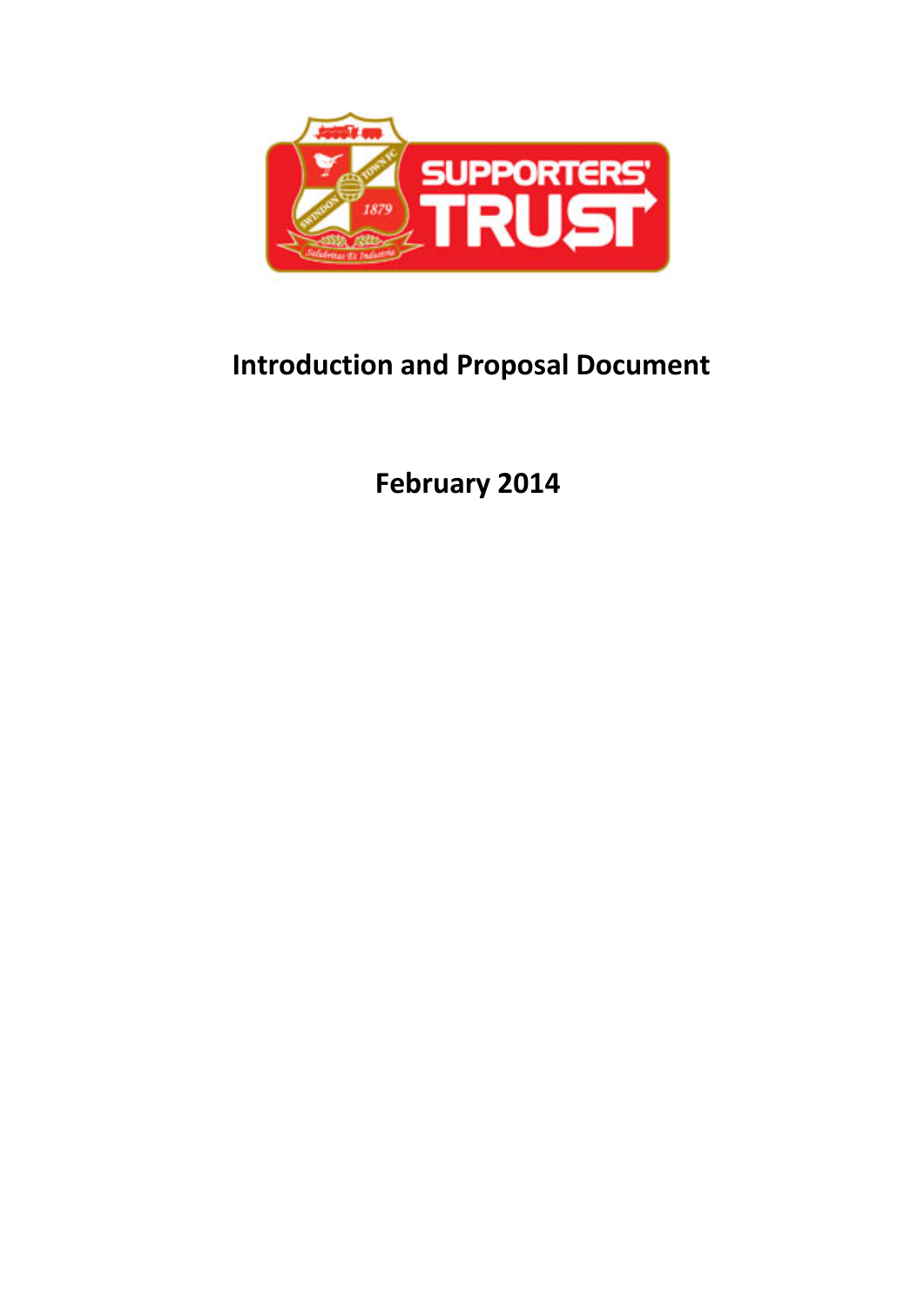# Introduction and Proposal Document

## February 2014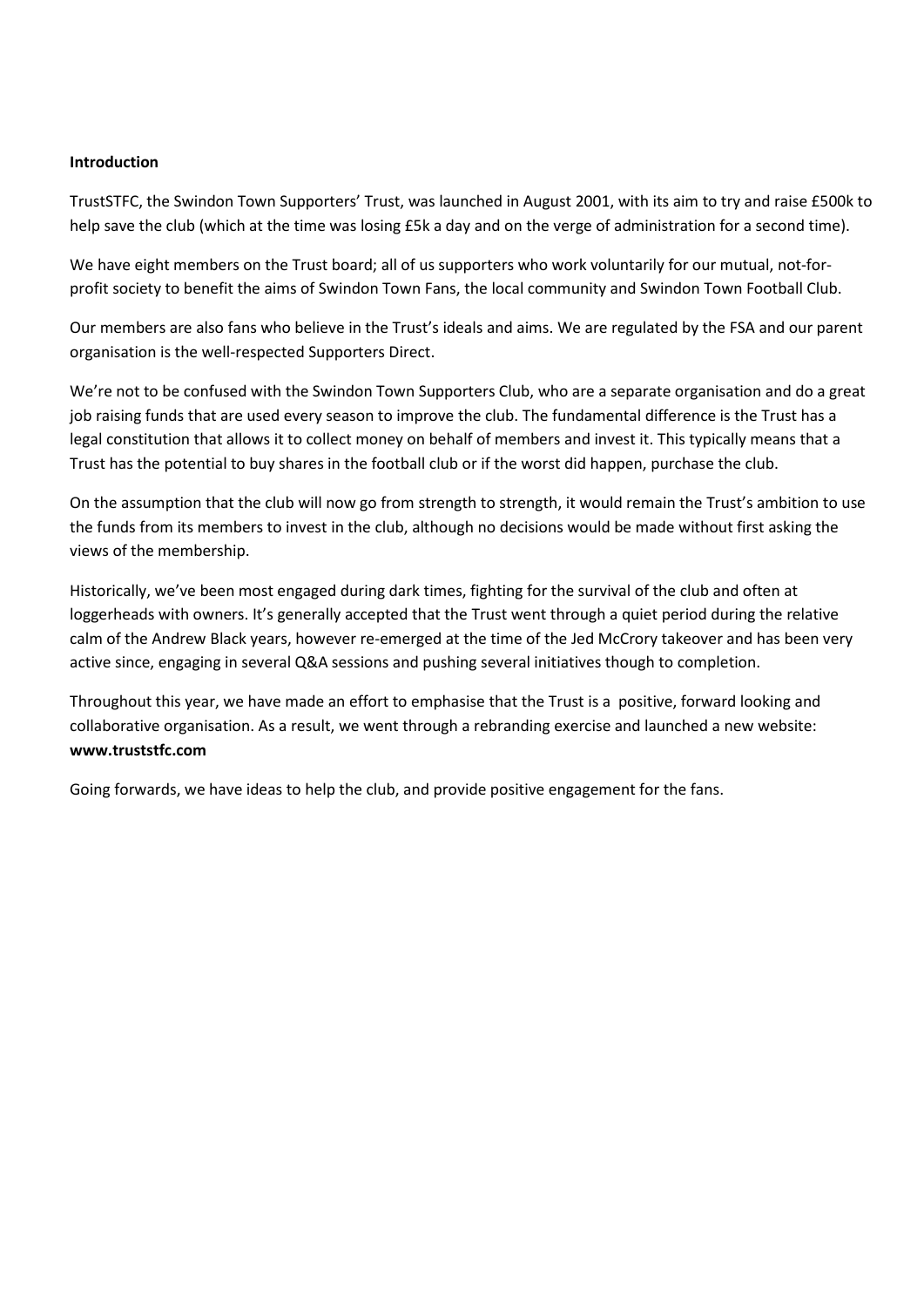**Introduction**

TrustSTFC, the Swindon Town Supporters' Trust, was launched in August 2001, with its aim to try and raise £500k to help save the club (which at the time was losing £5k a day and on the verge of administration for a second time).

We have eight members on the Trust board; all of us supporters who work voluntarily for our mutual, not-for-profit society to benefit the aims of Swindon Town Fans, the local community and Swindon Town Football Club.

Our members are also fans who believe in the Trust's ideals and aims. We are regulated by the FSA and our parent organisation is the well-respected Supporters Direct.

We're not to be confused with the Swindon Town Supporters Club, who are a separate organisation and do a great job raising funds that are used every season to improve the club. The fundamental difference is the Trust has a legal constitution that allows it to collect money on behalf of members and invest it. This typically means that a Trust has the potential to buy shares in the football club or if the worst did happen, purchase the club.

On the assumption that the club will now go from strength to strength, it would remain the Trust's ambition to use the funds from its members to invest in the club, although no decisions would be made without first asking the views of the membership.

Historically, we've been most engaged during dark times, fighting for the survival of the club and often at loggerheads with owners. It's generally accepted that the Trust went through a quiet period during the relative calm of the Andrew Black years, however re-emerged at the time of the Jed McCrory takeover and has been very active since, engaging in several Q&A sessions and pushing several initiatives though to completion.

Throughout this year, we have made an effort to emphasise that the Trust is a positive, forward looking and collaborative organisation. As a result, we went through a rebranding exercise and launched a new website: **www.truststfc.com**

Going forwards, we have ideas to help the club, and provide positive engagement for the fans.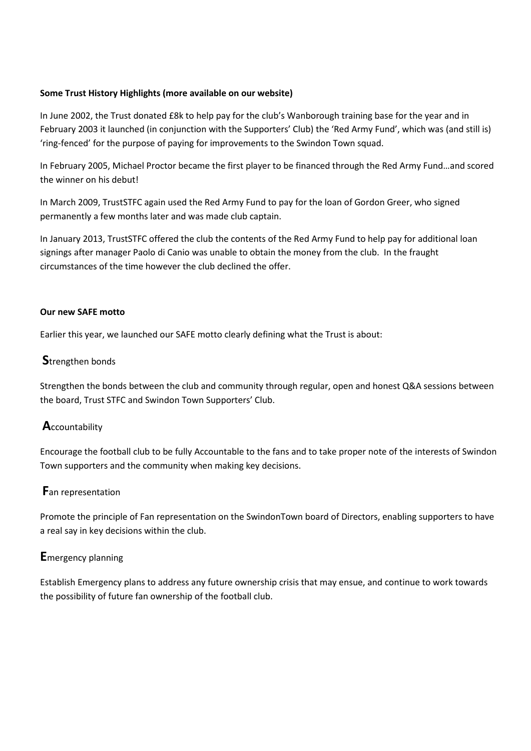**Some Trust History Highlights (more available on our website)**

In June 2002, the Trust donated £8k to help pay for the club's Wanborough training base for the year and in February 2003 it launched (in conjunction with the Supporters' Club) the 'Red Army Fund', which was (and still is) 'ring-fenced' for the purpose of paying for improvements to the Swindon Town squad.

In February 2005, Michael Proctor became the first player to be financed through the Red Army Fund…and scored the winner on his debut!

In March 2009, TrustSTFC again used the Red Army Fund to pay for the loan of Gordon Greer, who signed permanently a few months later and was made club captain.

In January 2013, TrustSTFC offered the club the contents of the Red Army Fund to help pay for additional loan signings after manager Paolo di Canio was unable to obtain the money from the club. In the fraught circumstances of the time however the club declined the offer.

**Our new SAFE motto**

Earlier this year, we launched our SAFE motto clearly defining what the Trust is about:

**S**trengthen bonds

Strengthen the bonds between the club and community through regular, open and honest Q&A sessions between the board, Trust STFC and Swindon Town Supporters' Club.

**A**ccountability

Encourage the football club to be fully Accountable to the fans and to take proper note of the interests of Swindon Town supporters and the community when making key decisions.

**F**an representation

Promote the principle of Fan representation on the SwindonTown board of Directors, enabling supporters to have a real say in key decisions within the club.

**E**mergency planning

Establish Emergency plans to address any future ownership crisis that may ensue, and continue to work towards the possibility of future fan ownership of the football club.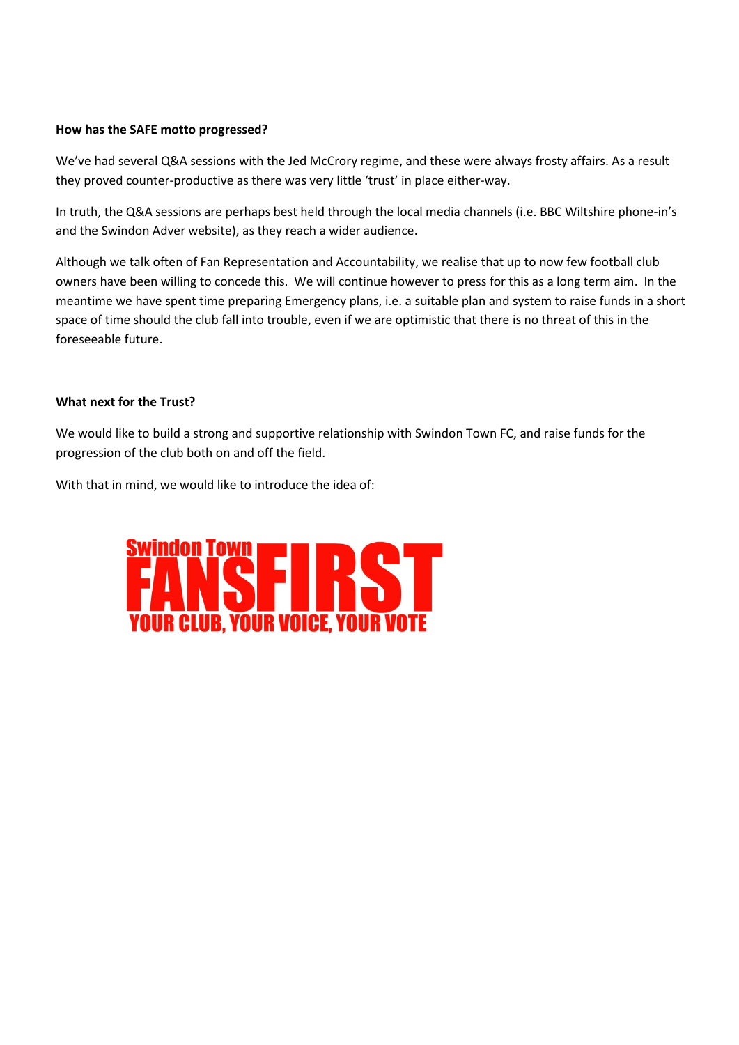**How has the SAFE motto progressed?**

We've had several Q&A sessions with the Jed McCrory regime, and these were always frosty affairs. As a result they proved counter-productive as there was very little 'trust' in place either-way.

In truth, the Q&A sessions are perhaps best held through the local media channels (i.e. BBC Wiltshire phone-in's and the Swindon Adver website), as they reach a wider audience.

Although we talk often of Fan Representation and Accountability, we realise that up to now few football club owners have been willing to concede this. We will continue however to press for this as a long term aim. In the meantime we have spent time preparing Emergency plans, i.e. a suitable plan and system to raise funds in a short space of time should the club fall into trouble, even if we are optimistic that there is no threat of this in the foreseeable future.

**What next for the Trust?**

We would like to build a strong and supportive relationship with Swindon Town FC, and raise funds for the progression of the club both on and off the field.

With that in mind, we would like to introduce the idea of:

Swindon Town FANSFIRST

YOUR CLUB, YOUR VOICE, YOUR VOTE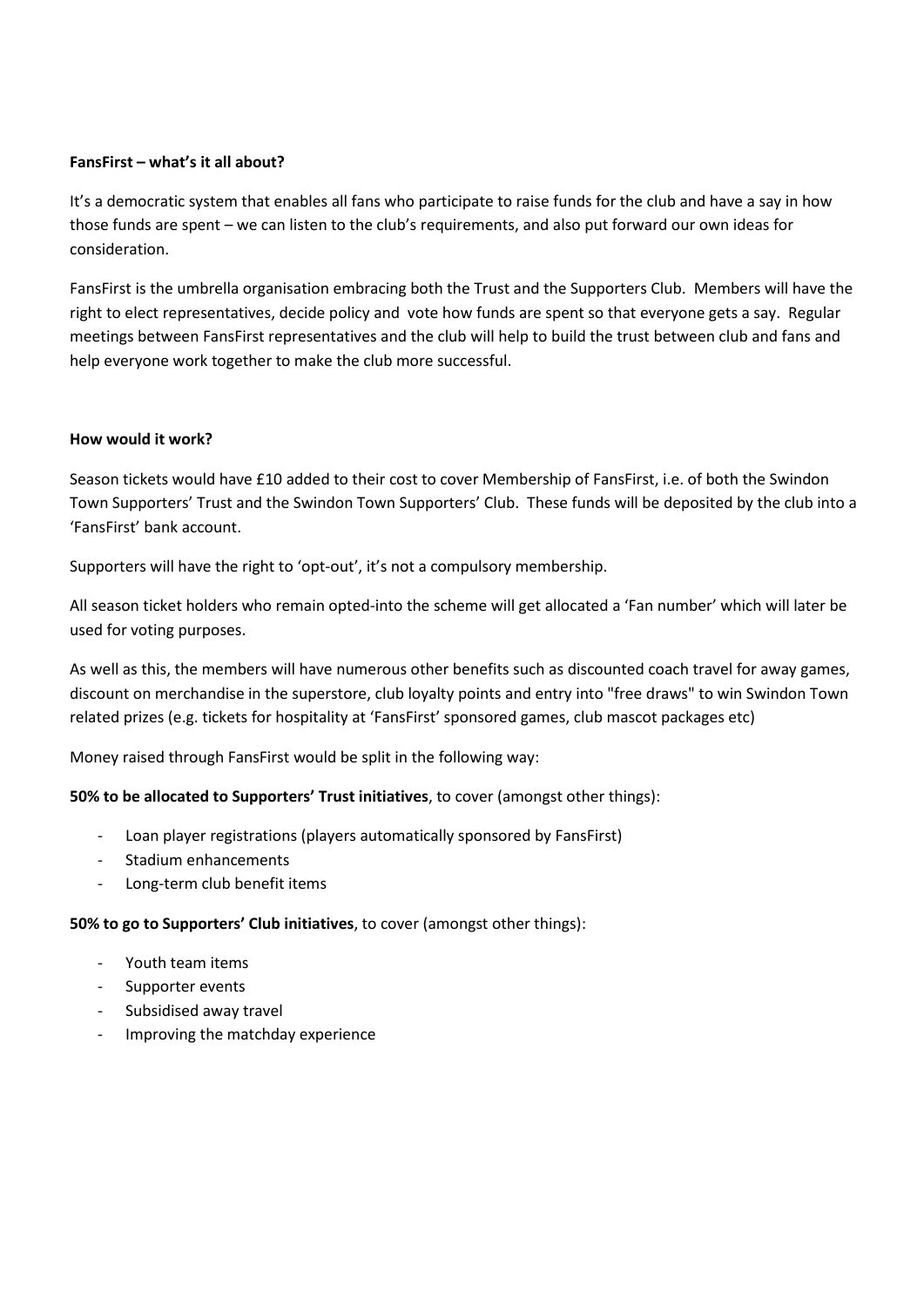**FansFirst – what's it all about?**

It's a democratic system that enables all fans who participate to raise funds for the club and have a say in how those funds are spent – we can listen to the club's requirements, and also put forward our own ideas for consideration.

FansFirst is the umbrella organisation embracing both the Trust and the Supporters Club. Members will have the right to elect representatives, decide policy and vote how funds are spent so that everyone gets a say. Regular meetings between FansFirst representatives and the club will help to build the trust between club and fans and help everyone work together to make the club more successful.

**How would it work?**

Season tickets would have £10 added to their cost to cover Membership of FansFirst, i.e. of both the Swindon Town Supporters' Trust and the Swindon Town Supporters' Club. These funds will be deposited by the club into a 'FansFirst' bank account.

Supporters will have the right to 'opt-out', it's not a compulsory membership.

All season ticket holders who remain opted-into the scheme will get allocated a 'Fan number' which will later be used for voting purposes.

As well as this, the members will have numerous other benefits such as discounted coach travel for away games, discount on merchandise in the superstore, club loyalty points and entry into "free draws" to win Swindon Town related prizes (e.g. tickets for hospitality at 'FansFirst' sponsored games, club mascot packages etc)

Money raised through FansFirst would be split in the following way:

**50% to be allocated to Supporters' Trust initiatives**, to cover (amongst other things):

- Loan player registrations (players automatically sponsored by FansFirst)
- Stadium enhancements
- Long-term club benefit items

**50% to go to Supporters' Club initiatives**, to cover (amongst other things):

- Youth team items
- Supporter events
- Subsidised away travel
- Improving the matchday experience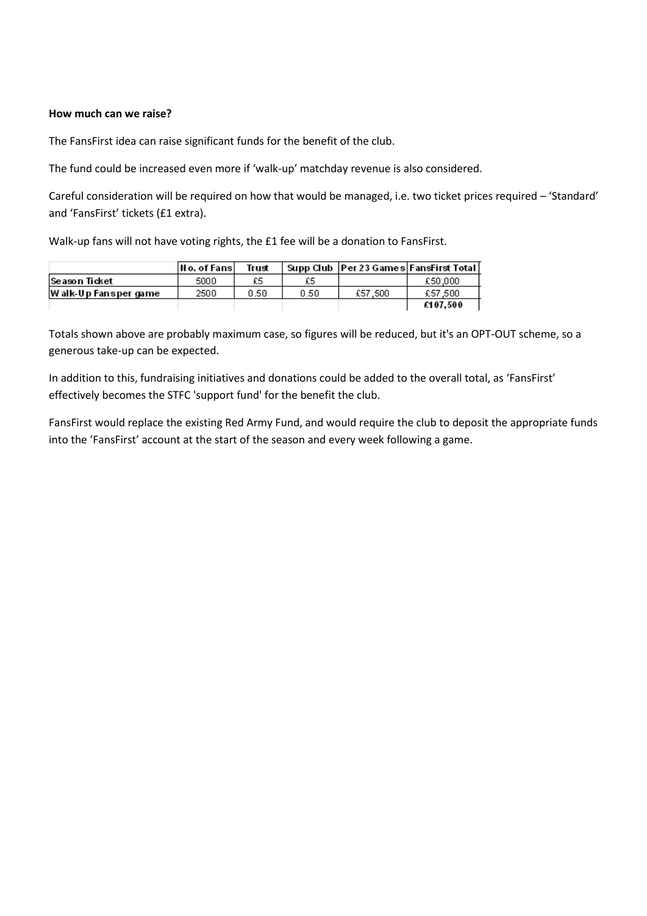**How much can we raise?**

The FansFirst idea can raise significant funds for the benefit of the club.

The fund could be increased even more if 'walk-up' matchday revenue is also considered.

Careful consideration will be required on how that would be managed, i.e. two ticket prices required – 'Standard' and 'FansFirst' tickets (£1 extra).

Walk-up fans will not have voting rights, the £1 fee will be a donation to FansFirst.

| | No. of Fans | Trust | Supp Club | Per 23 Games | FansFirst Total |
|---|---|---|---|---|---|
| Season Ticket | 5000 | £5 | £5 | | £50,000 |
| Walk-Up Fans per game | 2500 | 0.50 | 0.50 | £57,500 | £57,500 |
| | | | | | **£107,500** |

Totals shown above are probably maximum case, so figures will be reduced, but it's an OPT-OUT scheme, so a generous take-up can be expected.

In addition to this, fundraising initiatives and donations could be added to the overall total, as 'FansFirst' effectively becomes the STFC 'support fund' for the benefit the club.

FansFirst would replace the existing Red Army Fund, and would require the club to deposit the appropriate funds into the 'FansFirst' account at the start of the season and every week following a game.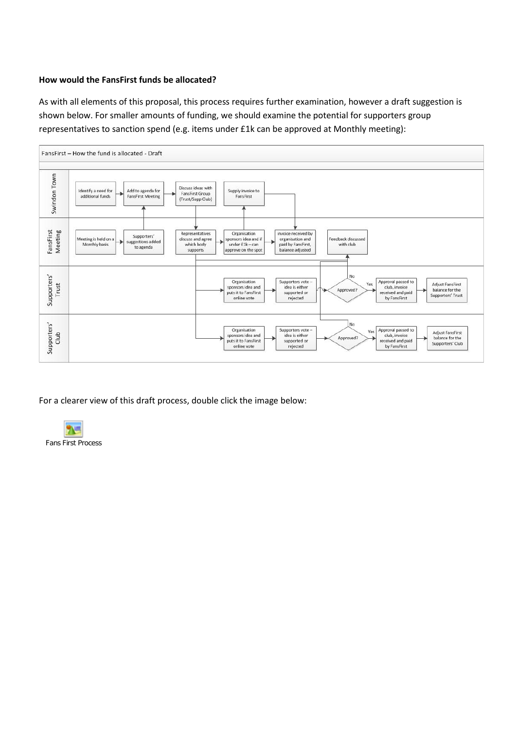**How would the FansFirst funds be allocated?**

As with all elements of this proposal, this process requires further examination, however a draft suggestion is shown below. For smaller amounts of funding, we should examine the potential for supporters group representatives to sanction spend (e.g. items under £1k can be approved at Monthly meeting):

FansFirst – How the fund is allocated - Draft

**Swindon Town**

- Identify a need for additional funds
- Add to agenda for FansFirst Meeting
- Discuss ideas with FansFirst Group (Trust/Supp Club)
- Supply invoice to FansFirst

**FansFirst Meeting**

- Meeting is held on a Monthly basis
- Supporters' suggestions added to agenda
- Representatives discuss and agree which body supports
- Organisation sponsors idea and if under £1k – can approve on the spot
- Invoice received by organisation and paid by FansFirst, balance adjusted
- Feedback discussed with club

**Supporters' Trust**

- Organisation sponsors idea and puts it to FansFirst online vote
- Supporters vote – idea is either supported or rejected
- Approved? (No / Yes)
- Approval passed to club, invoice received and paid by FansFirst
- Adjust FansFirst balance for the Supporters' Trust

**Supporters' Club**

- Organisation sponsors idea and puts it to FansFirst online vote
- Supporters vote – idea is either supported or rejected
- Approved? (No / Yes)
- Approval passed to club, invoice received and paid by FansFirst
- Adjust FansFirst balance for the Supporters' Club

For a clearer view of this draft process, double click the image below:

Fans First Process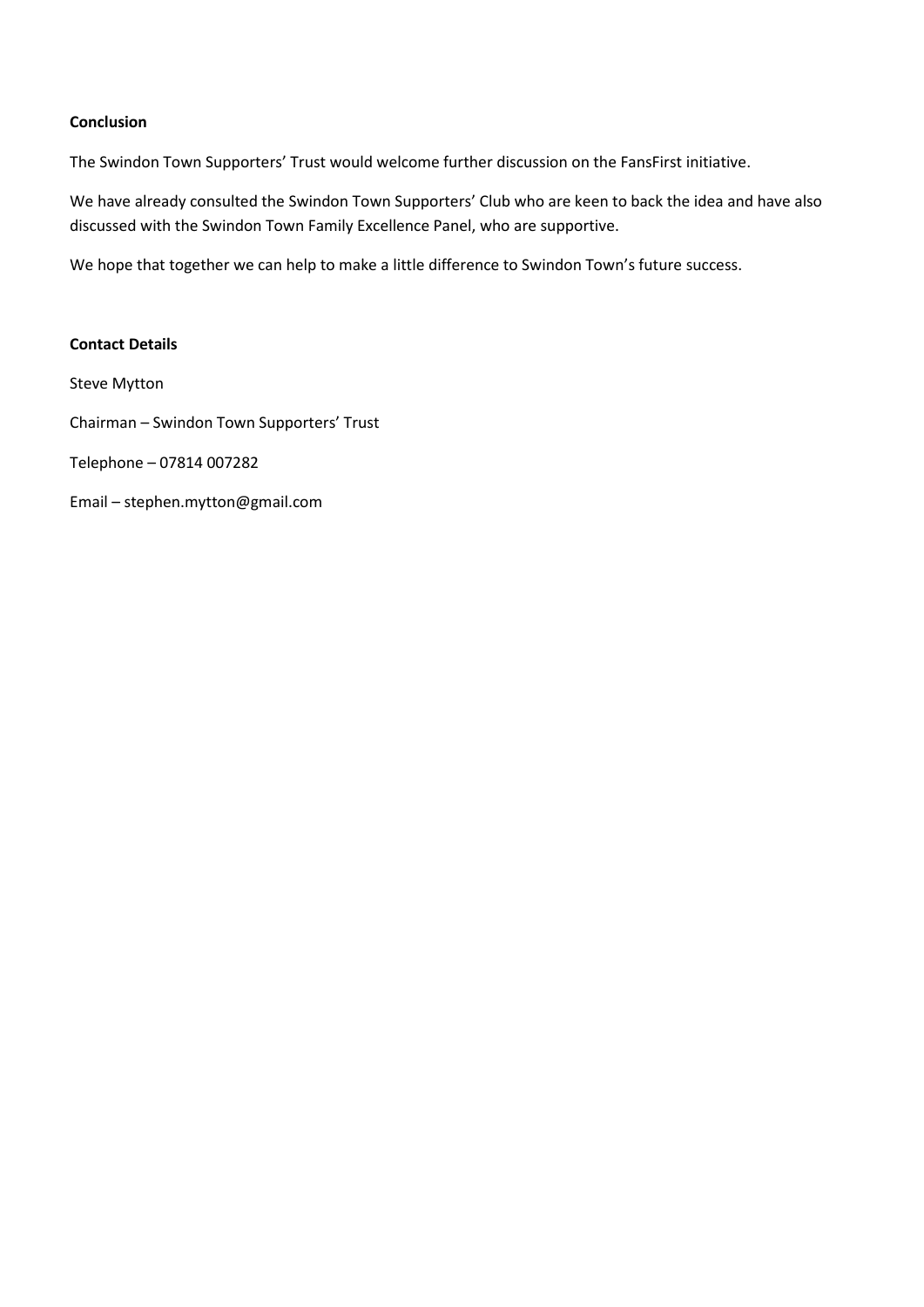**Conclusion**

The Swindon Town Supporters' Trust would welcome further discussion on the FansFirst initiative.

We have already consulted the Swindon Town Supporters' Club who are keen to back the idea and have also discussed with the Swindon Town Family Excellence Panel, who are supportive.

We hope that together we can help to make a little difference to Swindon Town's future success.

**Contact Details**

Steve Mytton

Chairman – Swindon Town Supporters' Trust

Telephone – 07814 007282

Email – stephen.mytton@gmail.com